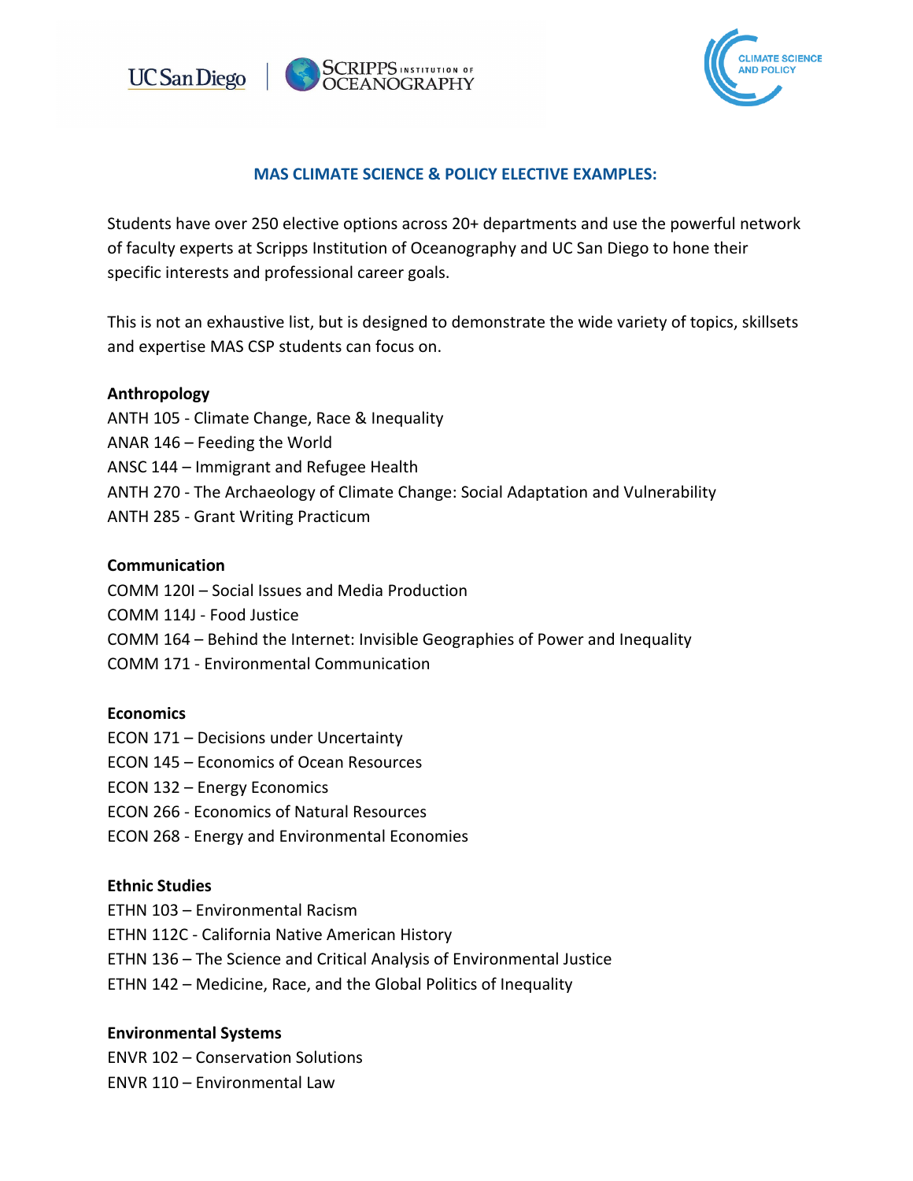## MAS CLIMATE SCIENCE & POLICY ELECTIVE EXAMPLES:

Students have over 250 elective options across 20+ departments and use the powerful network of faculty experts at Scripps Institution of Oceanography and UC San Diego to hone their specific interests and professional career goals.

This is not an exhaustive list, but is designed to demonstrate the wide variety of topics, skillsets and expertise MAS CSP students can focus on.

**Anthropology**

ANTH 105 - Climate Change, Race & Inequality
ANAR 146 – Feeding the World
ANSC 144 – Immigrant and Refugee Health
ANTH 270 - The Archaeology of Climate Change: Social Adaptation and Vulnerability
ANTH 285 - Grant Writing Practicum

**Communication**

COMM 120I – Social Issues and Media Production
COMM 114J - Food Justice
COMM 164 – Behind the Internet: Invisible Geographies of Power and Inequality
COMM 171 - Environmental Communication

**Economics**

ECON 171 – Decisions under Uncertainty
ECON 145 – Economics of Ocean Resources
ECON 132 – Energy Economics
ECON 266 - Economics of Natural Resources
ECON 268 - Energy and Environmental Economies

**Ethnic Studies**

ETHN 103 – Environmental Racism
ETHN 112C - California Native American History
ETHN 136 – The Science and Critical Analysis of Environmental Justice
ETHN 142 – Medicine, Race, and the Global Politics of Inequality

**Environmental Systems**

ENVR 102 – Conservation Solutions
ENVR 110 – Environmental Law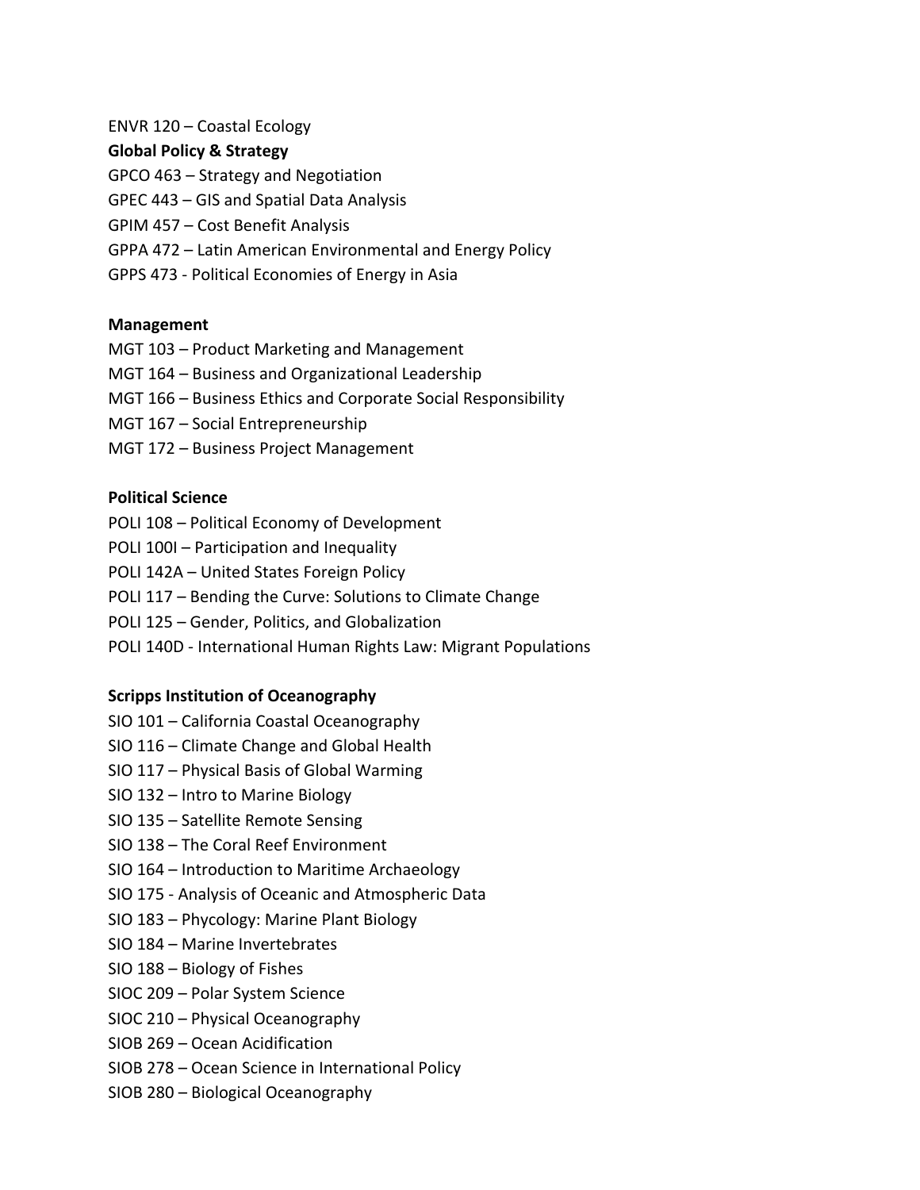ENVR 120 – Coastal Ecology

**Global Policy & Strategy**

GPCO 463 – Strategy and Negotiation
GPEC 443 – GIS and Spatial Data Analysis
GPIM 457 – Cost Benefit Analysis
GPPA 472 – Latin American Environmental and Energy Policy
GPPS 473 - Political Economies of Energy in Asia

**Management**

MGT 103 – Product Marketing and Management
MGT 164 – Business and Organizational Leadership
MGT 166 – Business Ethics and Corporate Social Responsibility
MGT 167 – Social Entrepreneurship
MGT 172 – Business Project Management

**Political Science**

POLI 108 – Political Economy of Development
POLI 100I – Participation and Inequality
POLI 142A – United States Foreign Policy
POLI 117 – Bending the Curve: Solutions to Climate Change
POLI 125 – Gender, Politics, and Globalization
POLI 140D - International Human Rights Law: Migrant Populations

**Scripps Institution of Oceanography**

SIO 101 – California Coastal Oceanography
SIO 116 – Climate Change and Global Health
SIO 117 – Physical Basis of Global Warming
SIO 132 – Intro to Marine Biology
SIO 135 – Satellite Remote Sensing
SIO 138 – The Coral Reef Environment
SIO 164 – Introduction to Maritime Archaeology
SIO 175 - Analysis of Oceanic and Atmospheric Data
SIO 183 – Phycology: Marine Plant Biology
SIO 184 – Marine Invertebrates
SIO 188 – Biology of Fishes
SIOC 209 – Polar System Science
SIOC 210 – Physical Oceanography
SIOB 269 – Ocean Acidification
SIOB 278 – Ocean Science in International Policy
SIOB 280 – Biological Oceanography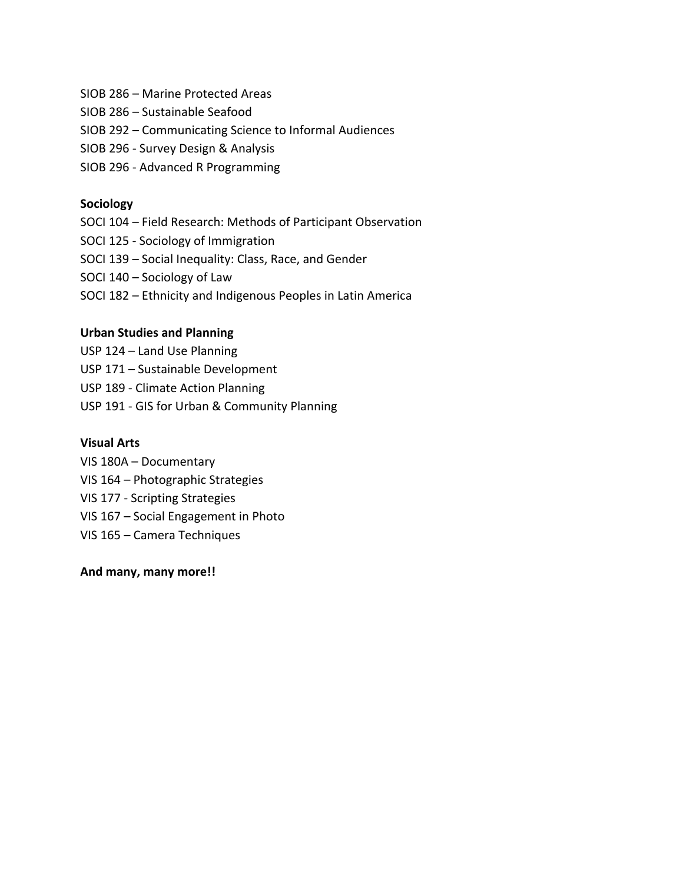SIOB 286 – Marine Protected Areas

SIOB 286 – Sustainable Seafood

SIOB 292 – Communicating Science to Informal Audiences

SIOB 296 - Survey Design & Analysis

SIOB 296 - Advanced R Programming

**Sociology**

SOCI 104 – Field Research: Methods of Participant Observation

SOCI 125 - Sociology of Immigration

SOCI 139 – Social Inequality: Class, Race, and Gender

SOCI 140 – Sociology of Law

SOCI 182 – Ethnicity and Indigenous Peoples in Latin America

**Urban Studies and Planning**

USP 124 – Land Use Planning

USP 171 – Sustainable Development

USP 189 - Climate Action Planning

USP 191 - GIS for Urban & Community Planning

**Visual Arts**

VIS 180A – Documentary

VIS 164 – Photographic Strategies

VIS 177 - Scripting Strategies

VIS 167 – Social Engagement in Photo

VIS 165 – Camera Techniques

**And many, many more!!**